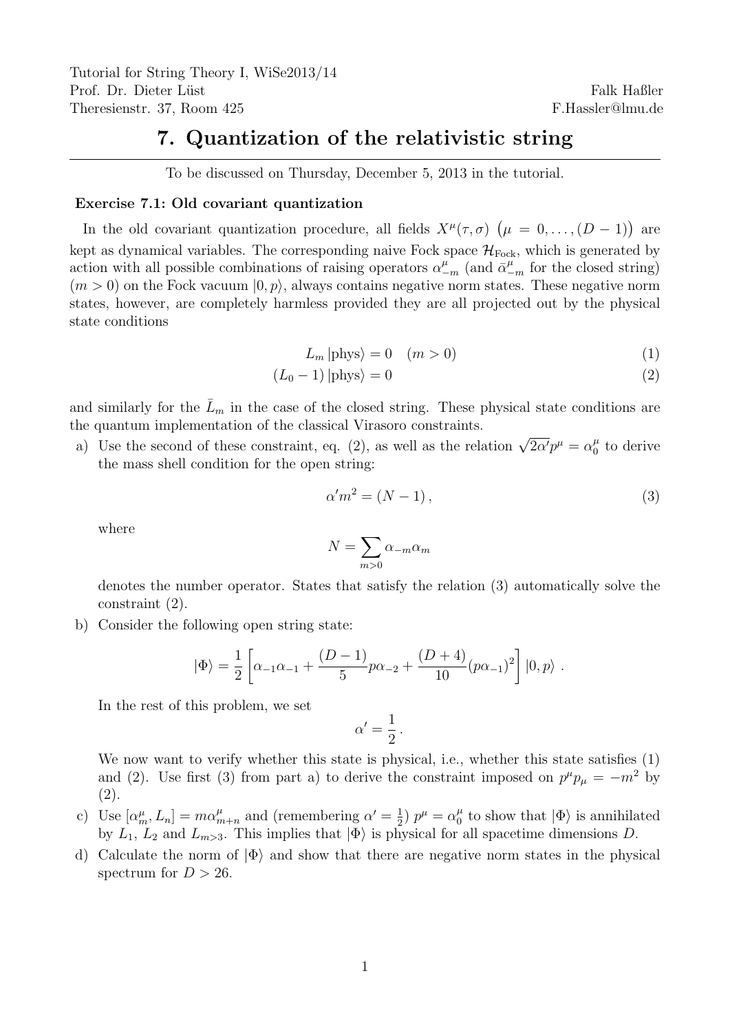Tutorial for String Theory I, WiSe2013/14
Prof. Dr. Dieter Lüst
Theresienstr. 37, Room 425

Falk Haßler
F.Hassler@lmu.de

# 7. Quantization of the relativistic string

To be discussed on Thursday, December 5, 2013 in the tutorial.

### Exercise 7.1: Old covariant quantization

In the old covariant quantization procedure, all fields $X^\mu(\tau, \sigma)$ $\big(\mu = 0, \ldots, (D-1)\big)$ are kept as dynamical variables. The corresponding naive Fock space $\mathcal{H}_{\text{Fock}}$, which is generated by action with all possible combinations of raising operators $\alpha^\mu_{-m}$ (and $\bar{\alpha}^\mu_{-m}$ for the closed string) $(m > 0)$ on the Fock vacuum $|0, p\rangle$, always contains negative norm states. These negative norm states, however, are completely harmless provided they are all projected out by the physical state conditions

$$L_m \,|\text{phys}\rangle = 0 \quad (m > 0) \tag{1}$$

$$(L_0 - 1)\,|\text{phys}\rangle = 0 \tag{2}$$

and similarly for the $\bar{L}_m$ in the case of the closed string. These physical state conditions are the quantum implementation of the classical Virasoro constraints.

a) Use the second of these constraint, eq. (2), as well as the relation $\sqrt{2\alpha'}p^\mu = \alpha^\mu_0$ to derive the mass shell condition for the open string:

$$\alpha' m^2 = (N - 1)\,, \tag{3}$$

where

$$N = \sum_{m>0} \alpha_{-m}\alpha_m$$

denotes the number operator. States that satisfy the relation (3) automatically solve the constraint (2).

b) Consider the following open string state:

$$|\Phi\rangle = \frac{1}{2}\left[\alpha_{-1}\alpha_{-1} + \frac{(D-1)}{5}p\alpha_{-2} + \frac{(D+4)}{10}(p\alpha_{-1})^2\right]|0, p\rangle\;.$$

In the rest of this problem, we set

$$\alpha' = \frac{1}{2}\,.$$

We now want to verify whether this state is physical, i.e., whether this state satisfies (1) and (2). Use first (3) from part a) to derive the constraint imposed on $p^\mu p_\mu = -m^2$ by (2).

c) Use $[\alpha^\mu_m, L_n] = m\alpha^\mu_{m+n}$ and (remembering $\alpha' = \frac{1}{2}$) $p^\mu = \alpha^\mu_0$ to show that $|\Phi\rangle$ is annihilated by $L_1$, $L_2$ and $L_{m>3}$. This implies that $|\Phi\rangle$ is physical for all spacetime dimensions $D$.

d) Calculate the norm of $|\Phi\rangle$ and show that there are negative norm states in the physical spectrum for $D > 26$.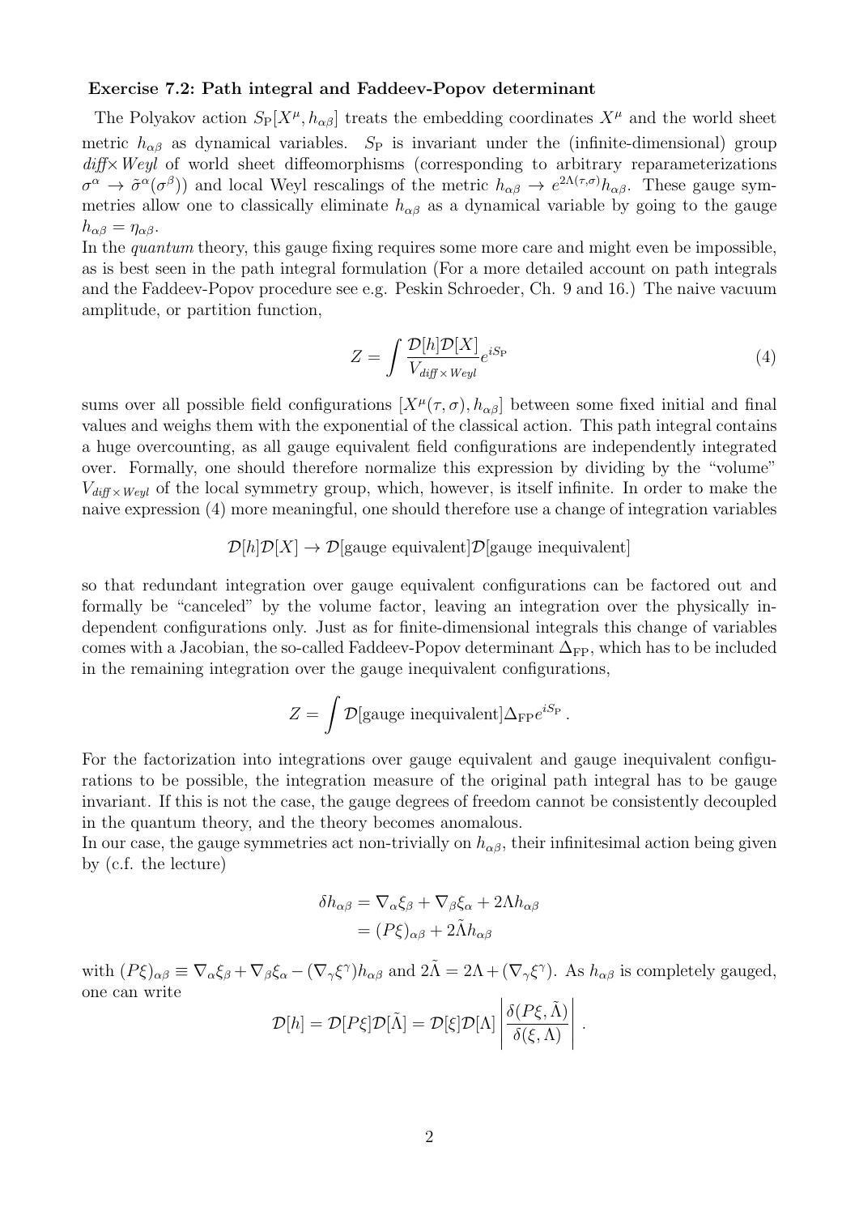**Exercise 7.2: Path integral and Faddeev-Popov determinant**

The Polyakov action $S_{\rm P}[X^\mu, h_{\alpha\beta}]$ treats the embedding coordinates $X^\mu$ and the world sheet metric $h_{\alpha\beta}$ as dynamical variables. $S_{\rm P}$ is invariant under the (infinite-dimensional) group *diff*$\times$*Weyl* of world sheet diffeomorphisms (corresponding to arbitrary reparameterizations $\sigma^\alpha \to \tilde{\sigma}^\alpha(\sigma^\beta)$) and local Weyl rescalings of the metric $h_{\alpha\beta} \to e^{2\Lambda(\tau,\sigma)}h_{\alpha\beta}$. These gauge symmetries allow one to classically eliminate $h_{\alpha\beta}$ as a dynamical variable by going to the gauge $h_{\alpha\beta} = \eta_{\alpha\beta}$.

In the *quantum* theory, this gauge fixing requires some more care and might even be impossible, as is best seen in the path integral formulation (For a more detailed account on path integrals and the Faddeev-Popov procedure see e.g. Peskin Schroeder, Ch. 9 and 16.) The naive vacuum amplitude, or partition function,

$$Z = \int \frac{\mathcal{D}[h]\mathcal{D}[X]}{V_{\textit{diff}\times\textit{Weyl}}} e^{iS_{\rm P}} \tag{4}$$

sums over all possible field configurations $[X^\mu(\tau,\sigma), h_{\alpha\beta}]$ between some fixed initial and final values and weighs them with the exponential of the classical action. This path integral contains a huge overcounting, as all gauge equivalent field configurations are independently integrated over. Formally, one should therefore normalize this expression by dividing by the "volume" $V_{\textit{diff}\times\textit{Weyl}}$ of the local symmetry group, which, however, is itself infinite. In order to make the naive expression (4) more meaningful, one should therefore use a change of integration variables

$$\mathcal{D}[h]\mathcal{D}[X] \to \mathcal{D}[\text{gauge equivalent}]\mathcal{D}[\text{gauge inequivalent}]$$

so that redundant integration over gauge equivalent configurations can be factored out and formally be "canceled" by the volume factor, leaving an integration over the physically independent configurations only. Just as for finite-dimensional integrals this change of variables comes with a Jacobian, the so-called Faddeev-Popov determinant $\Delta_{\rm FP}$, which has to be included in the remaining integration over the gauge inequivalent configurations,

$$Z = \int \mathcal{D}[\text{gauge inequivalent}]\Delta_{\rm FP} e^{iS_{\rm P}}.$$

For the factorization into integrations over gauge equivalent and gauge inequivalent configurations to be possible, the integration measure of the original path integral has to be gauge invariant. If this is not the case, the gauge degrees of freedom cannot be consistently decoupled in the quantum theory, and the theory becomes anomalous.

In our case, the gauge symmetries act non-trivially on $h_{\alpha\beta}$, their infinitesimal action being given by (c.f. the lecture)

$$\begin{aligned}
\delta h_{\alpha\beta} &= \nabla_\alpha \xi_\beta + \nabla_\beta \xi_\alpha + 2\Lambda h_{\alpha\beta} \\
&= (P\xi)_{\alpha\beta} + 2\tilde{\Lambda} h_{\alpha\beta}
\end{aligned}$$

with $(P\xi)_{\alpha\beta} \equiv \nabla_\alpha \xi_\beta + \nabla_\beta \xi_\alpha - (\nabla_\gamma \xi^\gamma) h_{\alpha\beta}$ and $2\tilde{\Lambda} = 2\Lambda + (\nabla_\gamma \xi^\gamma)$. As $h_{\alpha\beta}$ is completely gauged, one can write

$$\mathcal{D}[h] = \mathcal{D}[P\xi]\mathcal{D}[\tilde{\Lambda}] = \mathcal{D}[\xi]\mathcal{D}[\Lambda] \left| \frac{\delta(P\xi, \tilde{\Lambda})}{\delta(\xi, \Lambda)} \right|.$$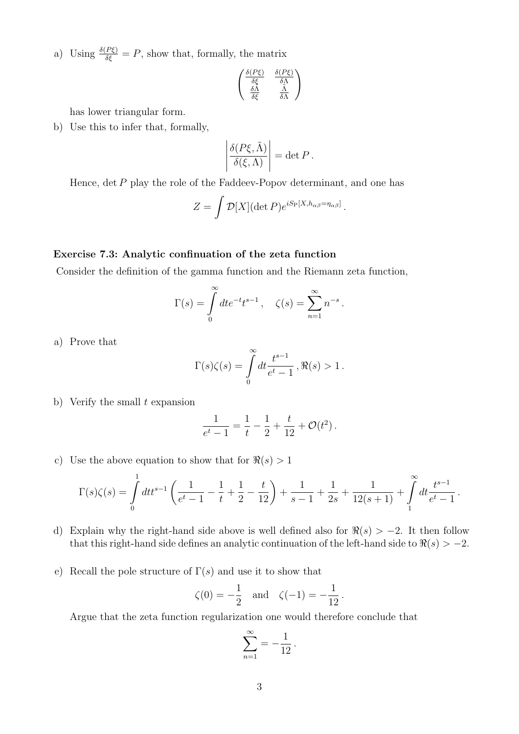a) Using $\frac{\delta(P\xi)}{\delta\xi} = P$, show that, formally, the matrix

$$\begin{pmatrix} \frac{\delta(P\xi)}{\delta\xi} & \frac{\delta(P\xi)}{\delta\Lambda} \\ \frac{\delta\tilde{\Lambda}}{\delta\xi} & \frac{\tilde{\Lambda}}{\delta\Lambda} \end{pmatrix}$$

has lower triangular form.

b) Use this to infer that, formally,

$$\left|\frac{\delta(P\xi,\tilde{\Lambda})}{\delta(\xi,\Lambda)}\right| = \det P\,.$$

Hence, $\det P$ play the role of the Faddeev-Popov determinant, and one has

$$Z = \int \mathcal{D}[X](\det P)e^{iS_{\mathrm{P}}[X,h_{\alpha\beta}=\eta_{\alpha\beta}]}\,.$$

### Exercise 7.3: Analytic confinuation of the zeta function

Consider the definition of the gamma function and the Riemann zeta function,

$$\Gamma(s) = \int\limits_0^\infty dte^{-t}t^{s-1}\,,\quad \zeta(s) = \sum_{n=1}^\infty n^{-s}\,.$$

a) Prove that

$$\Gamma(s)\zeta(s) = \int\limits_0^\infty dt\frac{t^{s-1}}{e^t-1}\,, \Re(s) > 1\,.$$

b) Verify the small $t$ expansion

$$\frac{1}{e^t-1} = \frac{1}{t} - \frac{1}{2} + \frac{t}{12} + \mathcal{O}(t^2)\,.$$

c) Use the above equation to show that for $\Re(s) > 1$

$$\Gamma(s)\zeta(s) = \int\limits_0^1 dtt^{s-1}\left(\frac{1}{e^t-1} - \frac{1}{t} + \frac{1}{2} - \frac{t}{12}\right) + \frac{1}{s-1} + \frac{1}{2s} + \frac{1}{12(s+1)} + \int\limits_1^\infty dt\frac{t^{s-1}}{e^t-1}\,.$$

d) Explain why the right-hand side above is well defined also for $\Re(s) > -2$. It then follow that this right-hand side defines an analytic continuation of the left-hand side to $\Re(s) > -2$.

e) Recall the pole structure of $\Gamma(s)$ and use it to show that

$$\zeta(0) = -\frac{1}{2} \quad \text{and} \quad \zeta(-1) = -\frac{1}{12}\,.$$

Argue that the zeta function regularization one would therefore conclude that

$$\sum_{n=1}^\infty = -\frac{1}{12}\,.$$